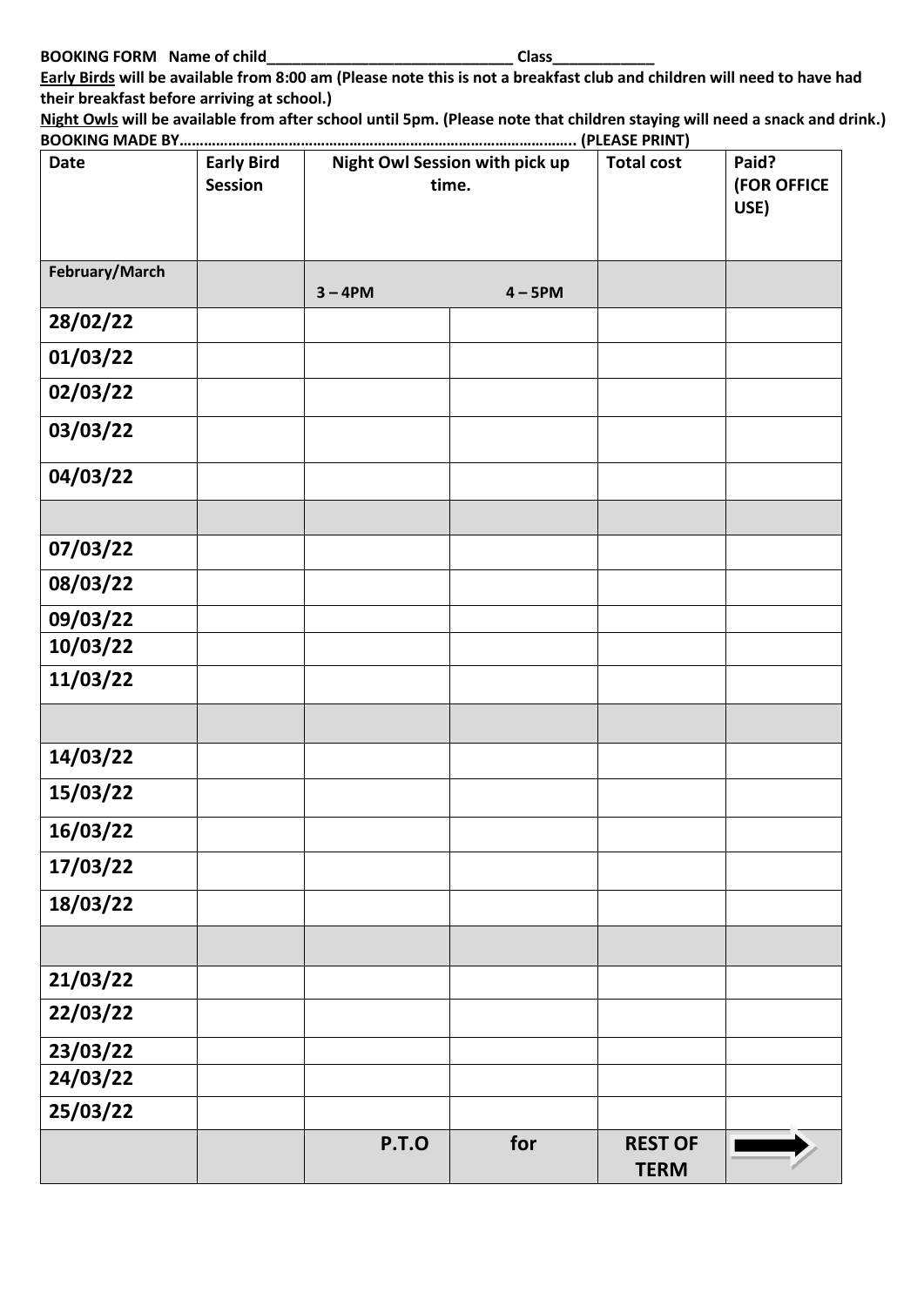**BOOKING FORM Name of child______________________________ Class____________**

**Early Birds will be available from 8:00 am (Please note this is not a breakfast club and children will need to have had their breakfast before arriving at school.)**

**Night Owls will be available from after school until 5pm. (Please note that children staying will need a snack and drink.)**

**BOOKING MADE BY……………………………………………………………………………………. (PLEASE PRINT)**

| Date | Early Bird Session | Night Owl Session with pick up time. | | Total cost | Paid? (FOR OFFICE USE) |
|---|---|---|---|---|---|
| **February/March** | | **3 – 4PM** | **4 – 5PM** | | |
| **28/02/22** | | | | | |
| **01/03/22** | | | | | |
| **02/03/22** | | | | | |
| **03/03/22** | | | | | |
| **04/03/22** | | | | | |
| | | | | | |
| **07/03/22** | | | | | |
| **08/03/22** | | | | | |
| **09/03/22** | | | | | |
| **10/03/22** | | | | | |
| **11/03/22** | | | | | |
| | | | | | |
| **14/03/22** | | | | | |
| **15/03/22** | | | | | |
| **16/03/22** | | | | | |
| **17/03/22** | | | | | |
| **18/03/22** | | | | | |
| | | | | | |
| **21/03/22** | | | | | |
| **22/03/22** | | | | | |
| **23/03/22** | | | | | |
| **24/03/22** | | | | | |
| **25/03/22** | | | | | |
| | | **P.T.O** | **for** | **REST OF TERM** | ➡ |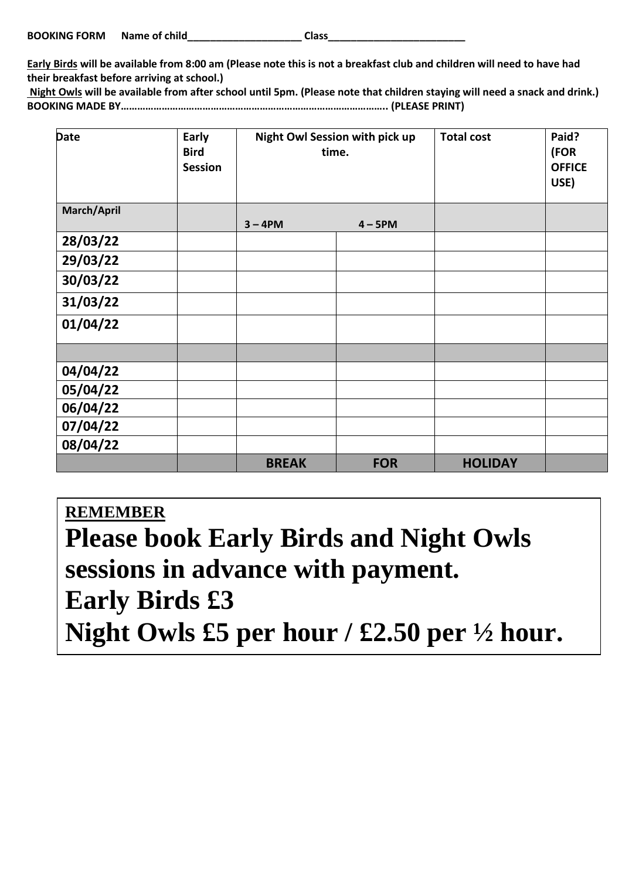**BOOKING FORM** **Name of child**\_\_\_\_\_\_\_\_\_\_\_\_\_\_\_\_\_\_\_\_ **Class**\_\_\_\_\_\_\_\_\_\_\_\_\_\_\_\_\_\_\_\_\_\_\_\_\_

**<u>Early Birds</u> will be available from 8:00 am (Please note this is not a breakfast club and children will need to have had their breakfast before arriving at school.)**

**<u>Night Owls</u> will be available from after school until 5pm. (Please note that children staying will need a snack and drink.)**

**BOOKING MADE BY…………………………………………………………………………………….. (PLEASE PRINT)**

| Date | Early Bird Session | Night Owl Session with pick up time. | | Total cost | Paid? (FOR OFFICE USE) |
|---|---|---|---|---|---|
| **March/April** | | **3 – 4PM** | **4 – 5PM** | | |
| **28/03/22** | | | | | |
| **29/03/22** | | | | | |
| **30/03/22** | | | | | |
| **31/03/22** | | | | | |
| **01/04/22** | | | | | |
| | | | | | |
| **04/04/22** | | | | | |
| **05/04/22** | | | | | |
| **06/04/22** | | | | | |
| **07/04/22** | | | | | |
| **08/04/22** | | | | | |
| | | **BREAK** | **FOR** | **HOLIDAY** | |

**<u>REMEMBER</u>**

**Please book Early Birds and Night Owls sessions in advance with payment.**

**Early Birds £3**

**Night Owls £5 per hour / £2.50 per ½ hour.**